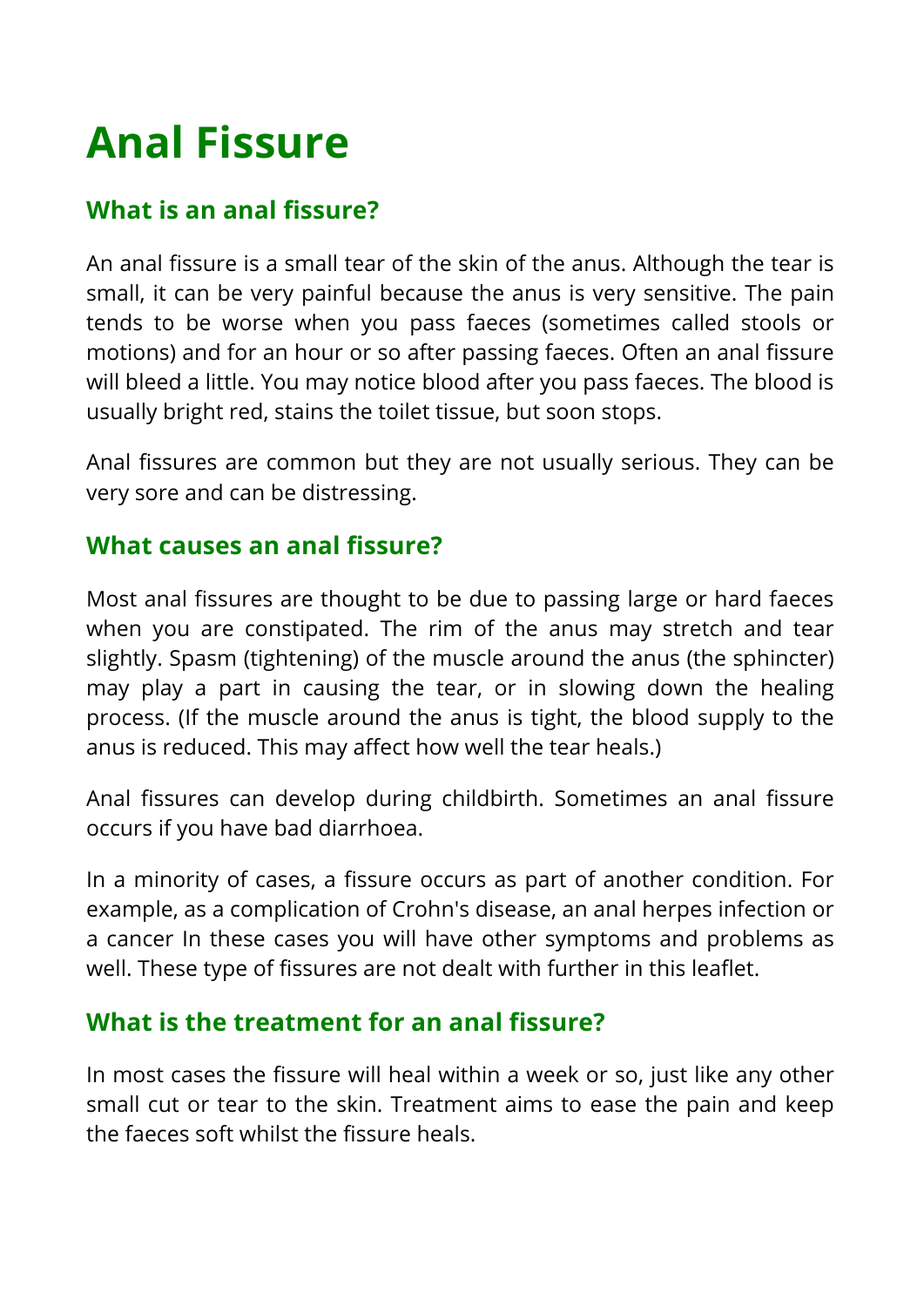# Anal Fissure

## What is an anal fissure?

An anal fissure is a small tear of the skin of the anus. Although the tear is small, it can be very painful because the anus is very sensitive. The pain tends to be worse when you pass faeces (sometimes called stools or motions) and for an hour or so after passing faeces. Often an anal fissure will bleed a little. You may notice blood after you pass faeces. The blood is usually bright red, stains the toilet tissue, but soon stops.

Anal fissures are common but they are not usually serious. They can be very sore and can be distressing.

## What causes an anal fissure?

Most anal fissures are thought to be due to passing large or hard faeces when you are constipated. The rim of the anus may stretch and tear slightly. Spasm (tightening) of the muscle around the anus (the sphincter) may play a part in causing the tear, or in slowing down the healing process. (If the muscle around the anus is tight, the blood supply to the anus is reduced. This may affect how well the tear heals.)

Anal fissures can develop during childbirth. Sometimes an anal fissure occurs if you have bad diarrhoea.

In a minority of cases, a fissure occurs as part of another condition. For example, as a complication of Crohn's disease, an anal herpes infection or a cancer In these cases you will have other symptoms and problems as well. These type of fissures are not dealt with further in this leaflet.

## What is the treatment for an anal fissure?

In most cases the fissure will heal within a week or so, just like any other small cut or tear to the skin. Treatment aims to ease the pain and keep the faeces soft whilst the fissure heals.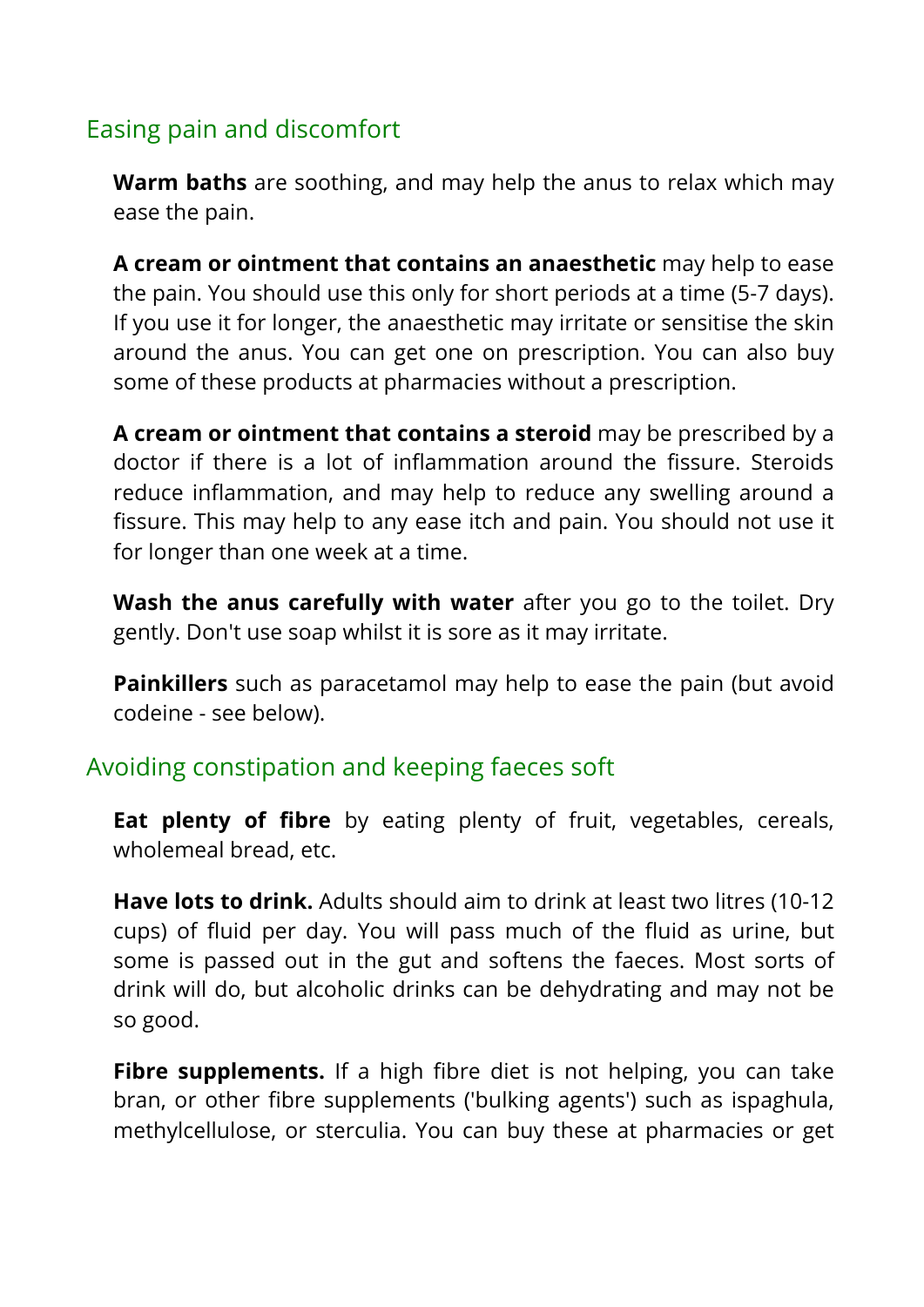## Easing pain and discomfort

**Warm baths** are soothing, and may help the anus to relax which may ease the pain.

**A cream or ointment that contains an anaesthetic** may help to ease the pain. You should use this only for short periods at a time (5-7 days). If you use it for longer, the anaesthetic may irritate or sensitise the skin around the anus. You can get one on prescription. You can also buy some of these products at pharmacies without a prescription.

**A cream or ointment that contains a steroid** may be prescribed by a doctor if there is a lot of inflammation around the fissure. Steroids reduce inflammation, and may help to reduce any swelling around a fissure. This may help to any ease itch and pain. You should not use it for longer than one week at a time.

**Wash the anus carefully with water** after you go to the toilet. Dry gently. Don't use soap whilst it is sore as it may irritate.

**Painkillers** such as paracetamol may help to ease the pain (but avoid codeine - see below).

## Avoiding constipation and keeping faeces soft

**Eat plenty of fibre** by eating plenty of fruit, vegetables, cereals, wholemeal bread, etc.

**Have lots to drink.** Adults should aim to drink at least two litres (10-12 cups) of fluid per day. You will pass much of the fluid as urine, but some is passed out in the gut and softens the faeces. Most sorts of drink will do, but alcoholic drinks can be dehydrating and may not be so good.

**Fibre supplements.** If a high fibre diet is not helping, you can take bran, or other fibre supplements ('bulking agents') such as ispaghula, methylcellulose, or sterculia. You can buy these at pharmacies or get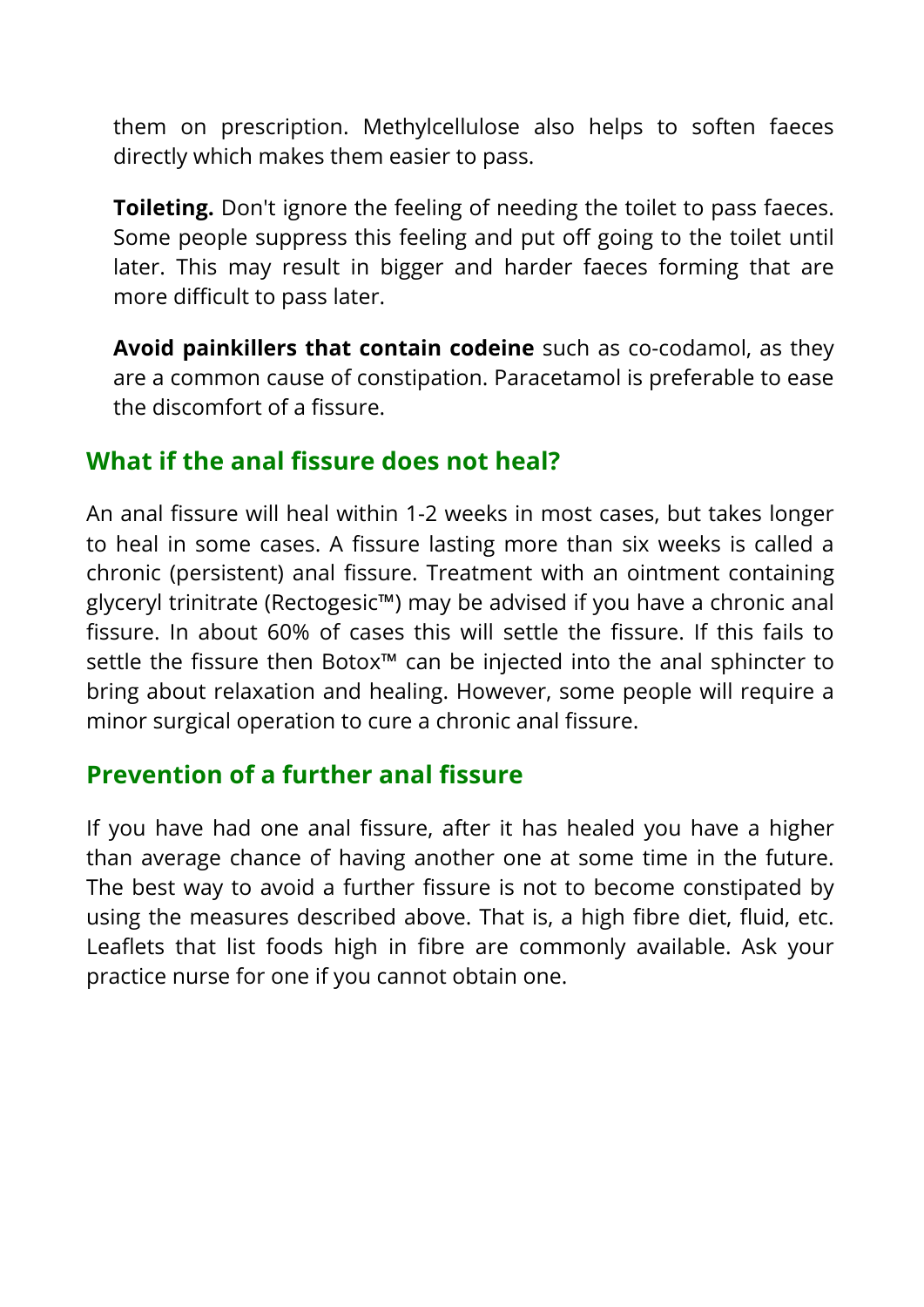them on prescription. Methylcellulose also helps to soften faeces directly which makes them easier to pass.

**Toileting.** Don't ignore the feeling of needing the toilet to pass faeces. Some people suppress this feeling and put off going to the toilet until later. This may result in bigger and harder faeces forming that are more difficult to pass later.

**Avoid painkillers that contain codeine** such as co-codamol, as they are a common cause of constipation. Paracetamol is preferable to ease the discomfort of a fissure.

## What if the anal fissure does not heal?

An anal fissure will heal within 1-2 weeks in most cases, but takes longer to heal in some cases. A fissure lasting more than six weeks is called a chronic (persistent) anal fissure. Treatment with an ointment containing glyceryl trinitrate (Rectogesic™) may be advised if you have a chronic anal fissure. In about 60% of cases this will settle the fissure. If this fails to settle the fissure then Botox™ can be injected into the anal sphincter to bring about relaxation and healing. However, some people will require a minor surgical operation to cure a chronic anal fissure.

## Prevention of a further anal fissure

If you have had one anal fissure, after it has healed you have a higher than average chance of having another one at some time in the future. The best way to avoid a further fissure is not to become constipated by using the measures described above. That is, a high fibre diet, fluid, etc. Leaflets that list foods high in fibre are commonly available. Ask your practice nurse for one if you cannot obtain one.